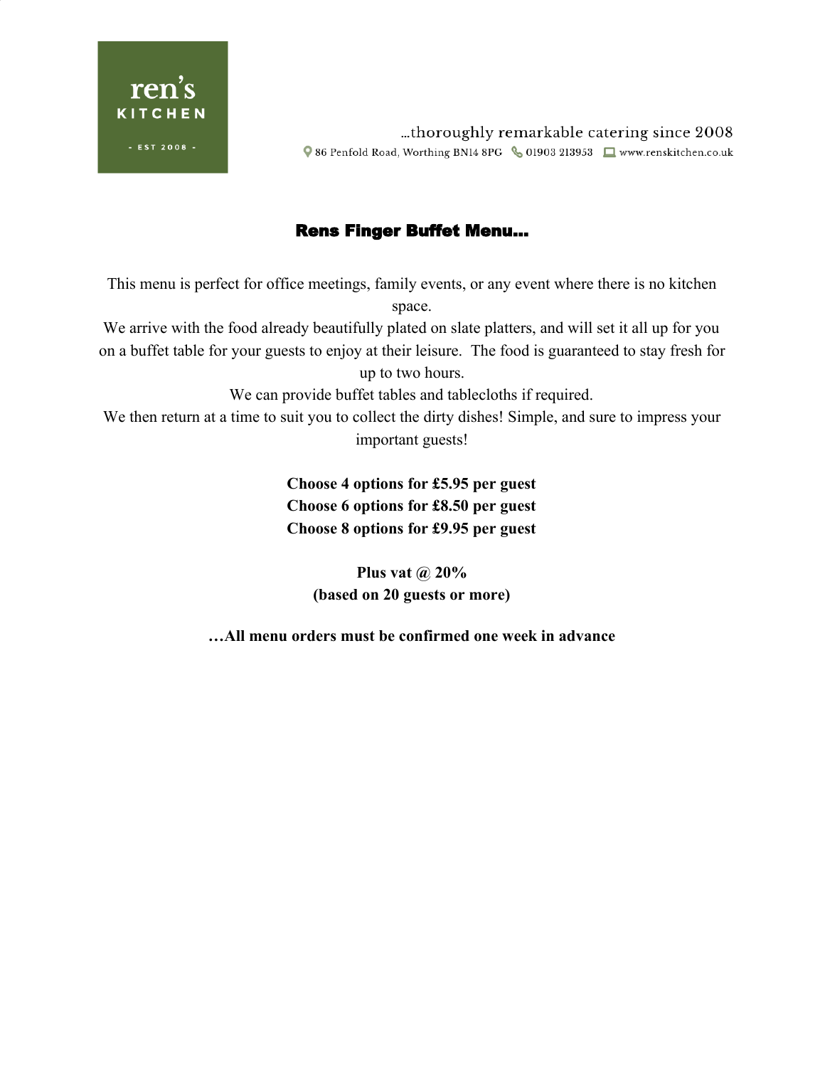ren's KITCHEN - EST 2008 -

…thoroughly remarkable catering since 2008

86 Penfold Road, Worthing BN14 8PG 01903 213953 www.renskitchen.co.uk

## Rens Finger Buffet Menu…

This menu is perfect for office meetings, family events, or any event where there is no kitchen space.

We arrive with the food already beautifully plated on slate platters, and will set it all up for you on a buffet table for your guests to enjoy at their leisure. The food is guaranteed to stay fresh for up to two hours.

We can provide buffet tables and tablecloths if required.

We then return at a time to suit you to collect the dirty dishes! Simple, and sure to impress your important guests!

**Choose 4 options for £5.95 per guest**
**Choose 6 options for £8.50 per guest**
**Choose 8 options for £9.95 per guest**

**Plus vat @ 20%**
**(based on 20 guests or more)**

**…All menu orders must be confirmed one week in advance**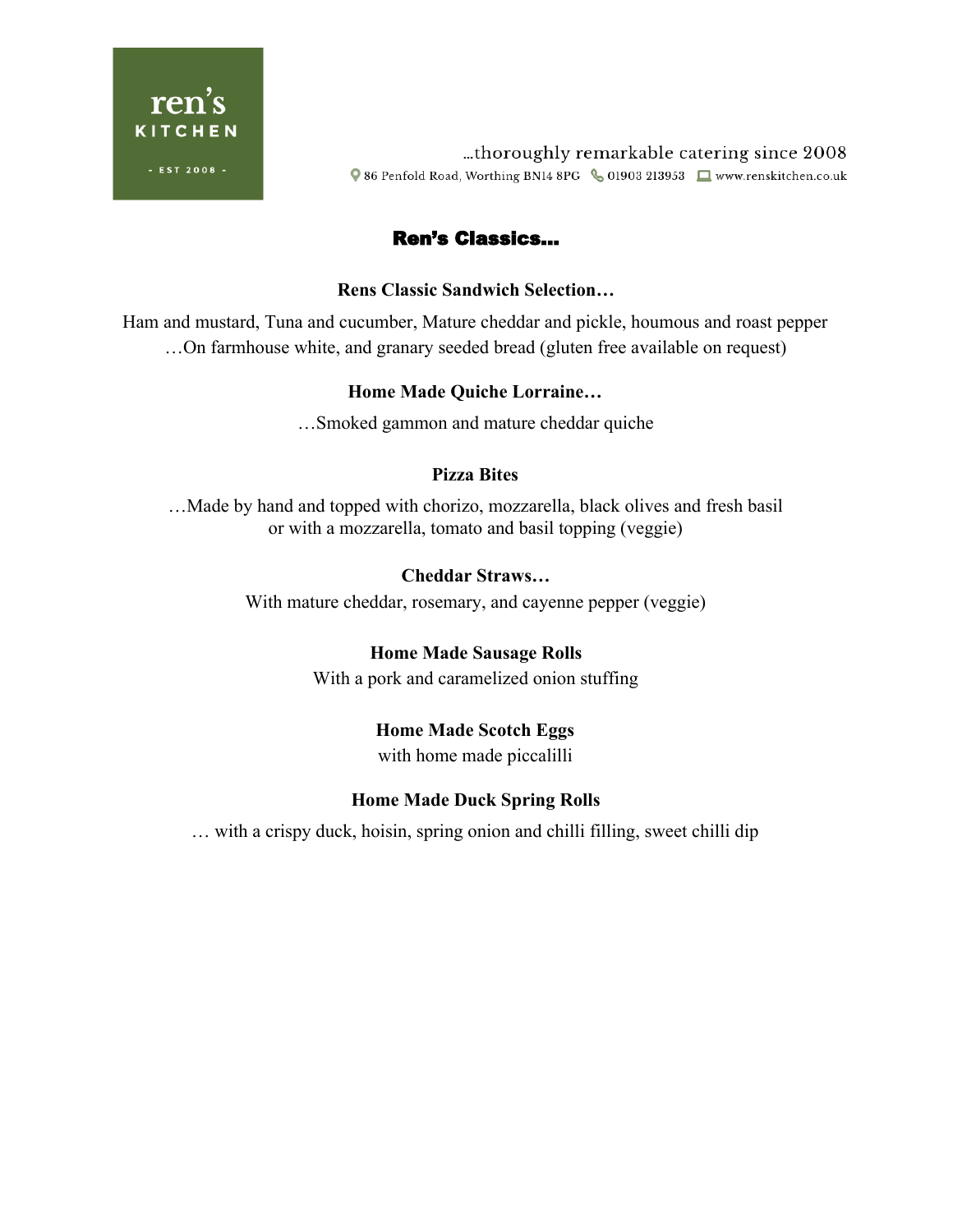ren's
KITCHEN
- EST 2008 -

…thoroughly remarkable catering since 2008

86 Penfold Road, Worthing BN14 8PG 01903 213953 www.renskitchen.co.uk

# Ren's Classics…

**Rens Classic Sandwich Selection…**

Ham and mustard, Tuna and cucumber, Mature cheddar and pickle, houmous and roast pepper
…On farmhouse white, and granary seeded bread (gluten free available on request)

**Home Made Quiche Lorraine…**

…Smoked gammon and mature cheddar quiche

**Pizza Bites**

…Made by hand and topped with chorizo, mozzarella, black olives and fresh basil
or with a mozzarella, tomato and basil topping (veggie)

**Cheddar Straws…**

With mature cheddar, rosemary, and cayenne pepper (veggie)

**Home Made Sausage Rolls**

With a pork and caramelized onion stuffing

**Home Made Scotch Eggs**

with home made piccalilli

**Home Made Duck Spring Rolls**

… with a crispy duck, hoisin, spring onion and chilli filling, sweet chilli dip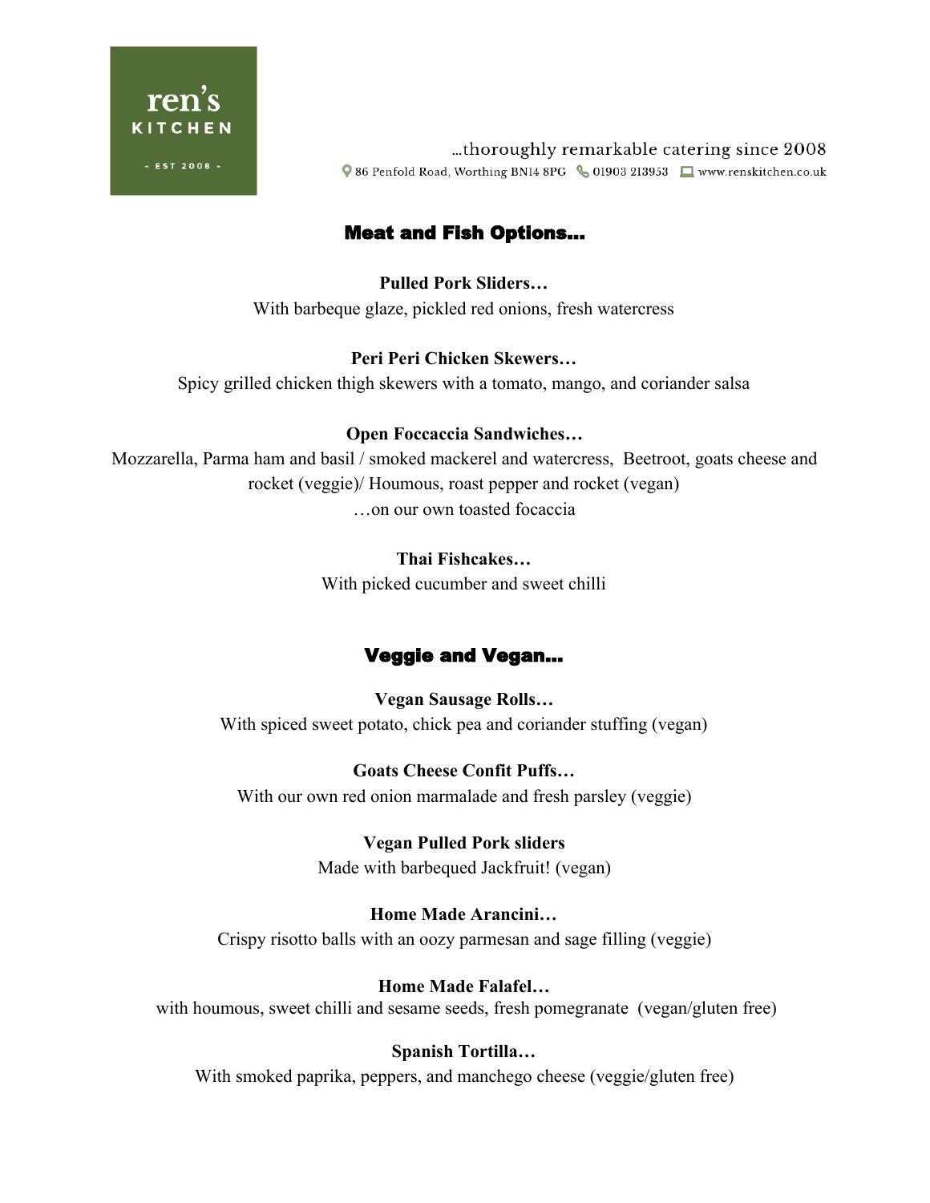## Meat and Fish Options…

**Pulled Pork Sliders…**
With barbeque glaze, pickled red onions, fresh watercress

**Peri Peri Chicken Skewers…**
Spicy grilled chicken thigh skewers with a tomato, mango, and coriander salsa

**Open Foccaccia Sandwiches…**
Mozzarella, Parma ham and basil / smoked mackerel and watercress, Beetroot, goats cheese and rocket (veggie)/ Houmous, roast pepper and rocket (vegan)
…on our own toasted focaccia

**Thai Fishcakes…**
With picked cucumber and sweet chilli

## Veggie and Vegan…

**Vegan Sausage Rolls…**
With spiced sweet potato, chick pea and coriander stuffing (vegan)

**Goats Cheese Confit Puffs…**
With our own red onion marmalade and fresh parsley (veggie)

**Vegan Pulled Pork sliders**
Made with barbequed Jackfruit! (vegan)

**Home Made Arancini…**
Crispy risotto balls with an oozy parmesan and sage filling (veggie)

**Home Made Falafel…**
with houmous, sweet chilli and sesame seeds, fresh pomegranate (vegan/gluten free)

**Spanish Tortilla…**
With smoked paprika, peppers, and manchego cheese (veggie/gluten free)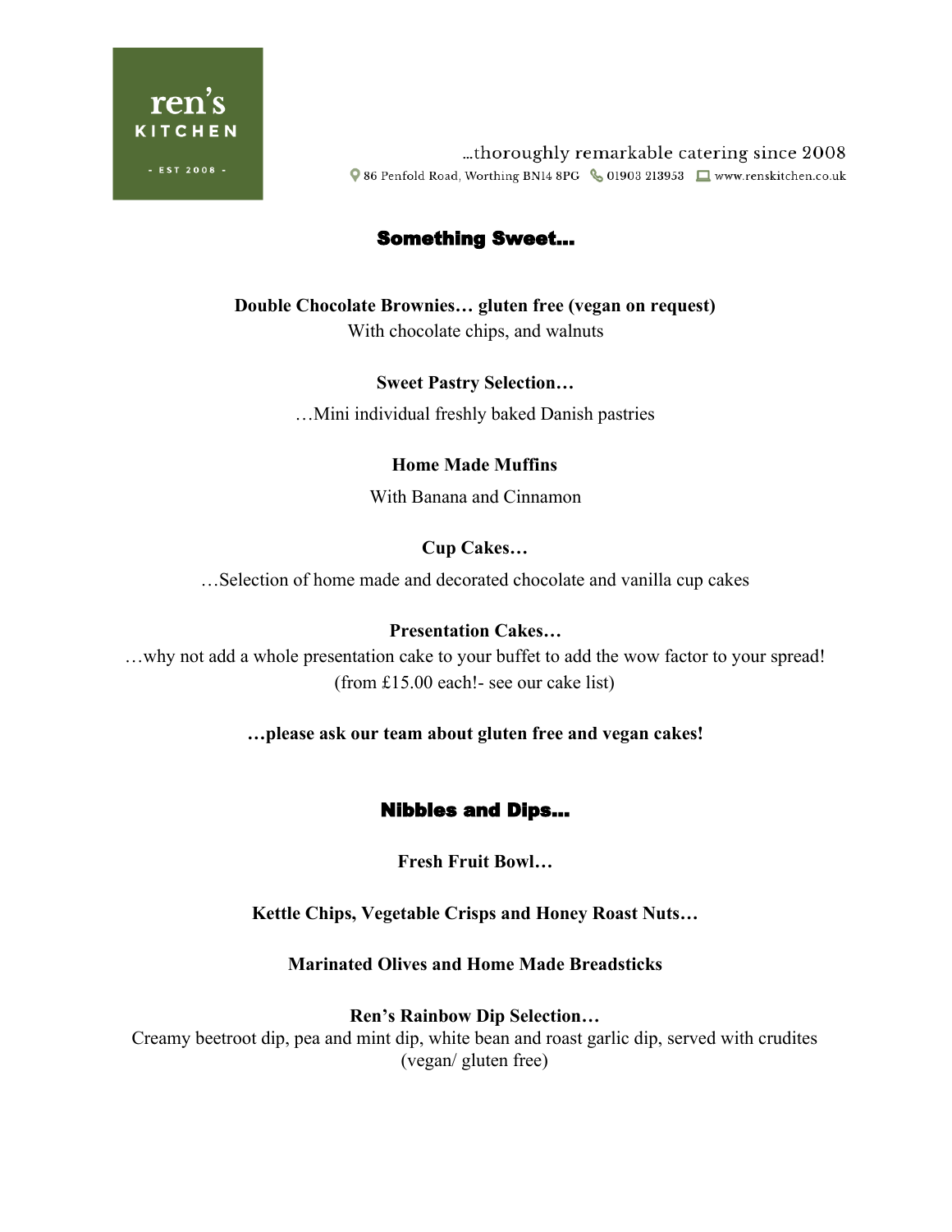ren's
KITCHEN
- EST 2008 -

…thoroughly remarkable catering since 2008
86 Penfold Road, Worthing BN14 8PG 01903 213953 www.renskitchen.co.uk

## Something Sweet…

**Double Chocolate Brownies… gluten free (vegan on request)**
With chocolate chips, and walnuts

**Sweet Pastry Selection…**
…Mini individual freshly baked Danish pastries

**Home Made Muffins**
With Banana and Cinnamon

**Cup Cakes…**
…Selection of home made and decorated chocolate and vanilla cup cakes

**Presentation Cakes…**
…why not add a whole presentation cake to your buffet to add the wow factor to your spread! (from £15.00 each!- see our cake list)

**…please ask our team about gluten free and vegan cakes!**

## Nibbles and Dips…

**Fresh Fruit Bowl…**

**Kettle Chips, Vegetable Crisps and Honey Roast Nuts…**

**Marinated Olives and Home Made Breadsticks**

**Ren's Rainbow Dip Selection…**
Creamy beetroot dip, pea and mint dip, white bean and roast garlic dip, served with crudites (vegan/ gluten free)